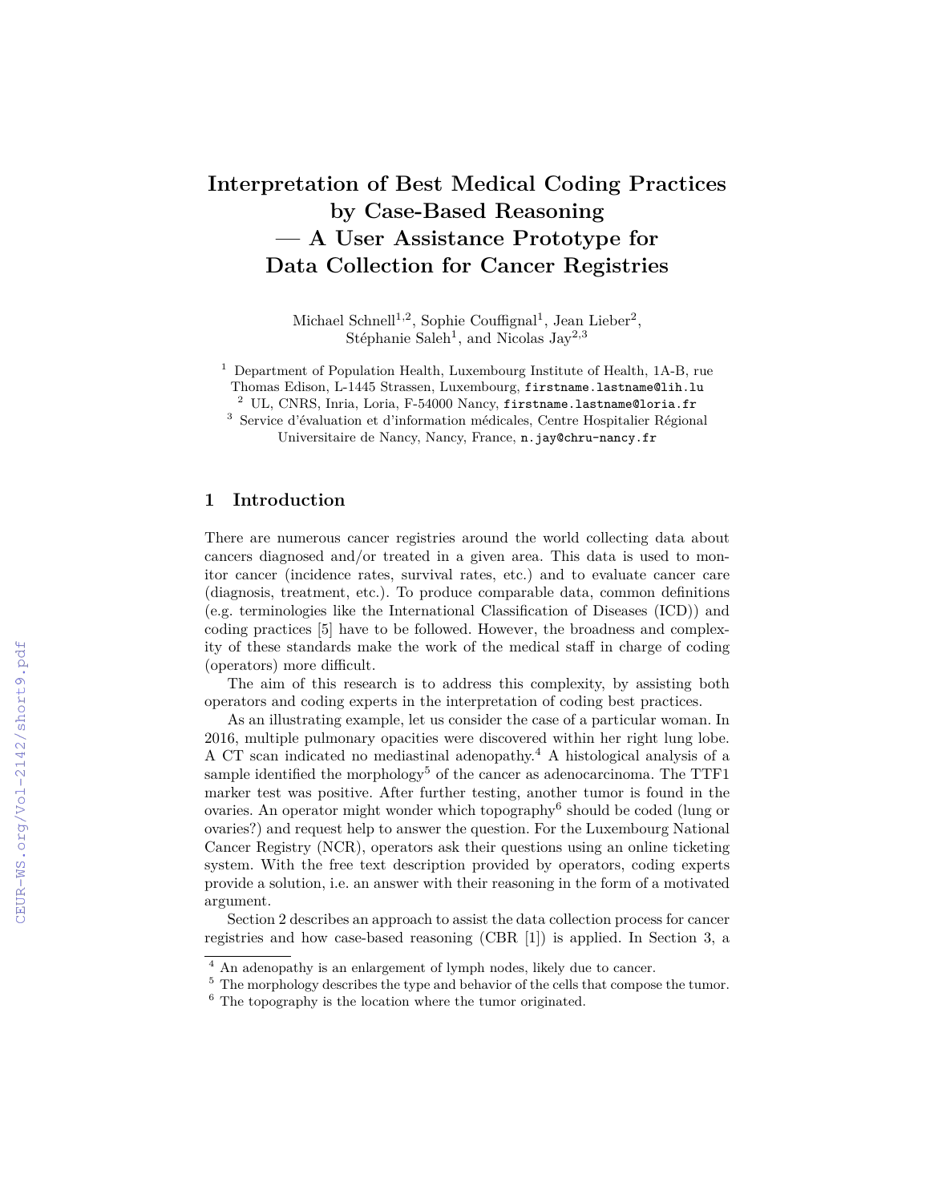# Interpretation of Best Medical Coding Practices by Case-Based Reasoning — A User Assistance Prototype for Data Collection for Cancer Registries

Michael Schnell[1,2], Sophie Couffignal[1], Jean Lieber[2], Stéphanie Saleh[1], and Nicolas Jay[2,3]

[1] Department of Population Health, Luxembourg Institute of Health, 1A-B, rue Thomas Edison, L-1445 Strassen, Luxembourg, firstname.lastname@lih.lu

[2] UL, CNRS, Inria, Loria, F-54000 Nancy, firstname.lastname@loria.fr

[3] Service d'évaluation et d'information médicales, Centre Hospitalier Régional Universitaire de Nancy, Nancy, France, n.jay@chru-nancy.fr

## 1 Introduction

There are numerous cancer registries around the world collecting data about cancers diagnosed and/or treated in a given area. This data is used to monitor cancer (incidence rates, survival rates, etc.) and to evaluate cancer care (diagnosis, treatment, etc.). To produce comparable data, common definitions (e.g. terminologies like the International Classification of Diseases (ICD)) and coding practices [5] have to be followed. However, the broadness and complexity of these standards make the work of the medical staff in charge of coding (operators) more difficult.

The aim of this research is to address this complexity, by assisting both operators and coding experts in the interpretation of coding best practices.

As an illustrating example, let us consider the case of a particular woman. In 2016, multiple pulmonary opacities were discovered within her right lung lobe. A CT scan indicated no mediastinal adenopathy.[4] A histological analysis of a sample identified the morphology[5] of the cancer as adenocarcinoma. The TTF1 marker test was positive. After further testing, another tumor is found in the ovaries. An operator might wonder which topography[6] should be coded (lung or ovaries?) and request help to answer the question. For the Luxembourg National Cancer Registry (NCR), operators ask their questions using an online ticketing system. With the free text description provided by operators, coding experts provide a solution, i.e. an answer with their reasoning in the form of a motivated argument.

Section 2 describes an approach to assist the data collection process for cancer registries and how case-based reasoning (CBR [1]) is applied. In Section 3, a

[4] An adenopathy is an enlargement of lymph nodes, likely due to cancer.

[5] The morphology describes the type and behavior of the cells that compose the tumor.

[6] The topography is the location where the tumor originated.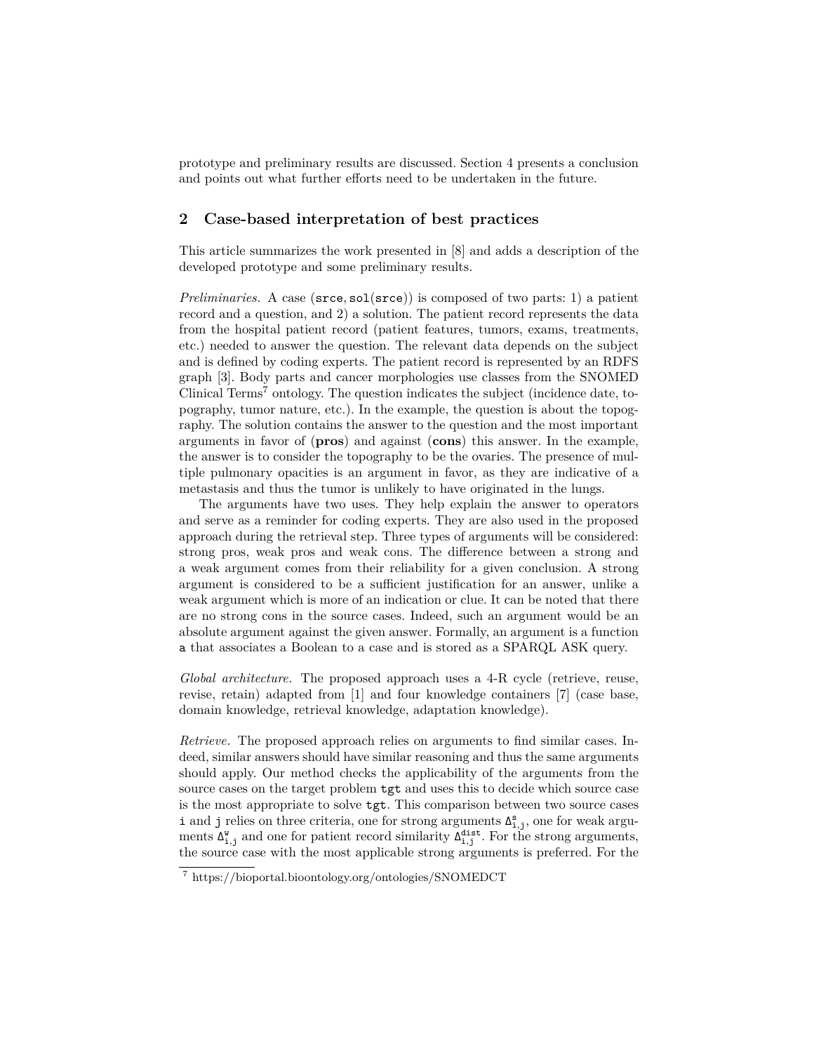prototype and preliminary results are discussed. Section 4 presents a conclusion and points out what further efforts need to be undertaken in the future.

## 2 Case-based interpretation of best practices

This article summarizes the work presented in [8] and adds a description of the developed prototype and some preliminary results.

*Preliminaries.* A case (`srce`, `sol(srce)`) is composed of two parts: 1) a patient record and a question, and 2) a solution. The patient record represents the data from the hospital patient record (patient features, tumors, exams, treatments, etc.) needed to answer the question. The relevant data depends on the subject and is defined by coding experts. The patient record is represented by an RDFS graph [3]. Body parts and cancer morphologies use classes from the SNOMED Clinical Terms[7] ontology. The question indicates the subject (incidence date, topography, tumor nature, etc.). In the example, the question is about the topography. The solution contains the answer to the question and the most important arguments in favor of (**pros**) and against (**cons**) this answer. In the example, the answer is to consider the topography to be the ovaries. The presence of multiple pulmonary opacities is an argument in favor, as they are indicative of a metastasis and thus the tumor is unlikely to have originated in the lungs.

The arguments have two uses. They help explain the answer to operators and serve as a reminder for coding experts. They are also used in the proposed approach during the retrieval step. Three types of arguments will be considered: strong pros, weak pros and weak cons. The difference between a strong and a weak argument comes from their reliability for a given conclusion. A strong argument is considered to be a sufficient justification for an answer, unlike a weak argument which is more of an indication or clue. It can be noted that there are no strong cons in the source cases. Indeed, such an argument would be an absolute argument against the given answer. Formally, an argument is a function `a` that associates a Boolean to a case and is stored as a SPARQL ASK query.

*Global architecture.* The proposed approach uses a 4-R cycle (retrieve, reuse, revise, retain) adapted from [1] and four knowledge containers [7] (case base, domain knowledge, retrieval knowledge, adaptation knowledge).

*Retrieve.* The proposed approach relies on arguments to find similar cases. Indeed, similar answers should have similar reasoning and thus the same arguments should apply. Our method checks the applicability of the arguments from the source cases on the target problem `tgt` and uses this to decide which source case is the most appropriate to solve `tgt`. This comparison between two source cases `i` and `j` relies on three criteria, one for strong arguments $\Delta^{s}_{i,j}$, one for weak arguments $\Delta^{w}_{i,j}$ and one for patient record similarity $\Delta^{dist}_{i,j}$. For the strong arguments, the source case with the most applicable strong arguments is preferred. For the

[7] https://bioportal.bioontology.org/ontologies/SNOMEDCT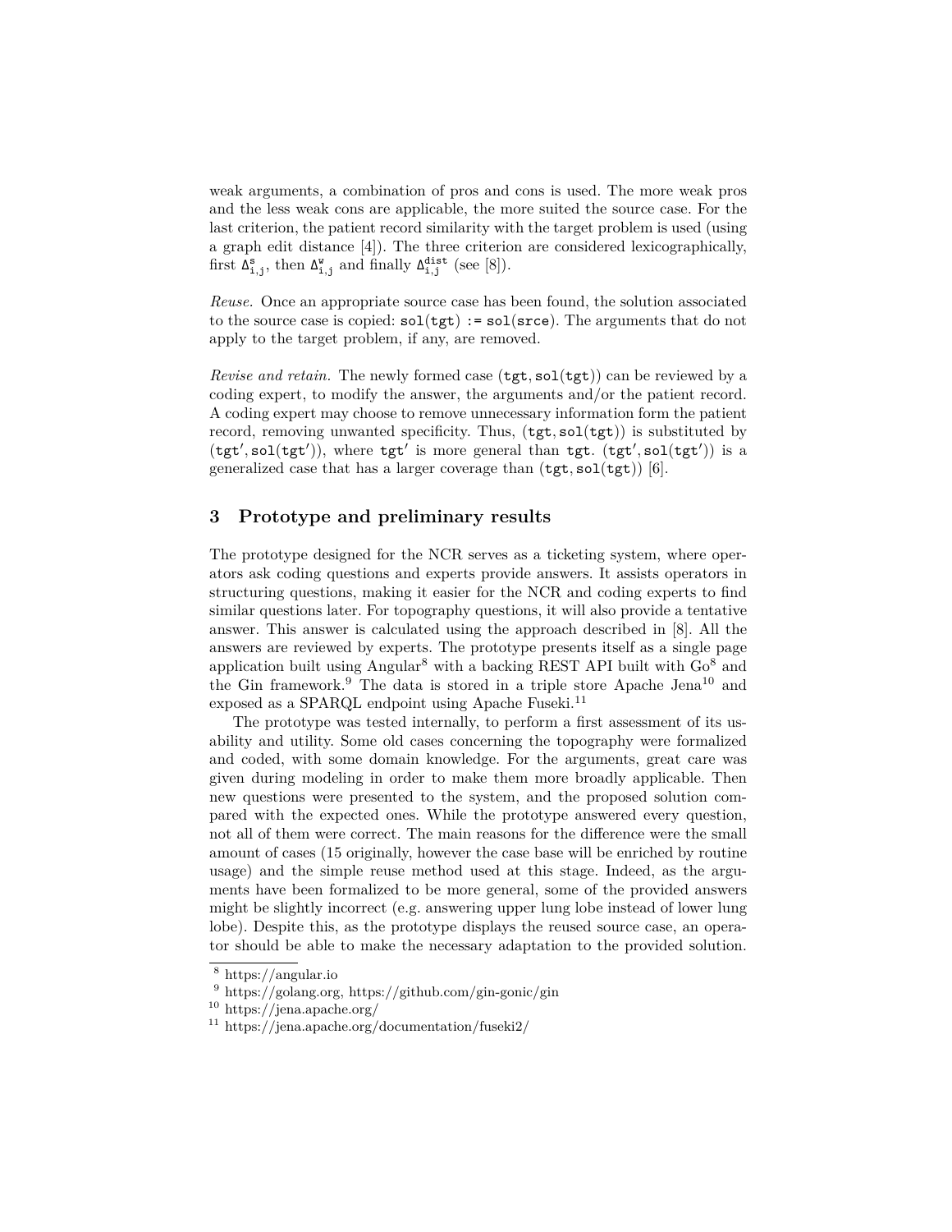weak arguments, a combination of pros and cons is used. The more weak pros and the less weak cons are applicable, the more suited the source case. For the last criterion, the patient record similarity with the target problem is used (using a graph edit distance [4]). The three criterion are considered lexicographically, first $\Delta^{\mathtt{s}}_{\mathtt{i,j}}$, then $\Delta^{\mathtt{w}}_{\mathtt{i,j}}$ and finally $\Delta^{\mathtt{dist}}_{\mathtt{i,j}}$ (see [8]).

*Reuse.* Once an appropriate source case has been found, the solution associated to the source case is copied: `sol(tgt) := sol(srce)`. The arguments that do not apply to the target problem, if any, are removed.

*Revise and retain.* The newly formed case (`tgt`, `sol(tgt)`) can be reviewed by a coding expert, to modify the answer, the arguments and/or the patient record. A coding expert may choose to remove unnecessary information form the patient record, removing unwanted specificity. Thus, (`tgt`, `sol(tgt)`) is substituted by (`tgt′`, `sol(tgt′)`), where `tgt′` is more general than `tgt`. (`tgt′`, `sol(tgt′)`) is a generalized case that has a larger coverage than (`tgt`, `sol(tgt)`) [6].

## 3 Prototype and preliminary results

The prototype designed for the NCR serves as a ticketing system, where operators ask coding questions and experts provide answers. It assists operators in structuring questions, making it easier for the NCR and coding experts to find similar questions later. For topography questions, it will also provide a tentative answer. This answer is calculated using the approach described in [8]. All the answers are reviewed by experts. The prototype presents itself as a single page application built using Angular[8] with a backing REST API built with Go[8] and the Gin framework.[9] The data is stored in a triple store Apache Jena[10] and exposed as a SPARQL endpoint using Apache Fuseki.[11]

The prototype was tested internally, to perform a first assessment of its usability and utility. Some old cases concerning the topography were formalized and coded, with some domain knowledge. For the arguments, great care was given during modeling in order to make them more broadly applicable. Then new questions were presented to the system, and the proposed solution compared with the expected ones. While the prototype answered every question, not all of them were correct. The main reasons for the difference were the small amount of cases (15 originally, however the case base will be enriched by routine usage) and the simple reuse method used at this stage. Indeed, as the arguments have been formalized to be more general, some of the provided answers might be slightly incorrect (e.g. answering upper lung lobe instead of lower lung lobe). Despite this, as the prototype displays the reused source case, an operator should be able to make the necessary adaptation to the provided solution.

[8] https://angular.io

[9] https://golang.org, https://github.com/gin-gonic/gin

[10] https://jena.apache.org/

[11] https://jena.apache.org/documentation/fuseki2/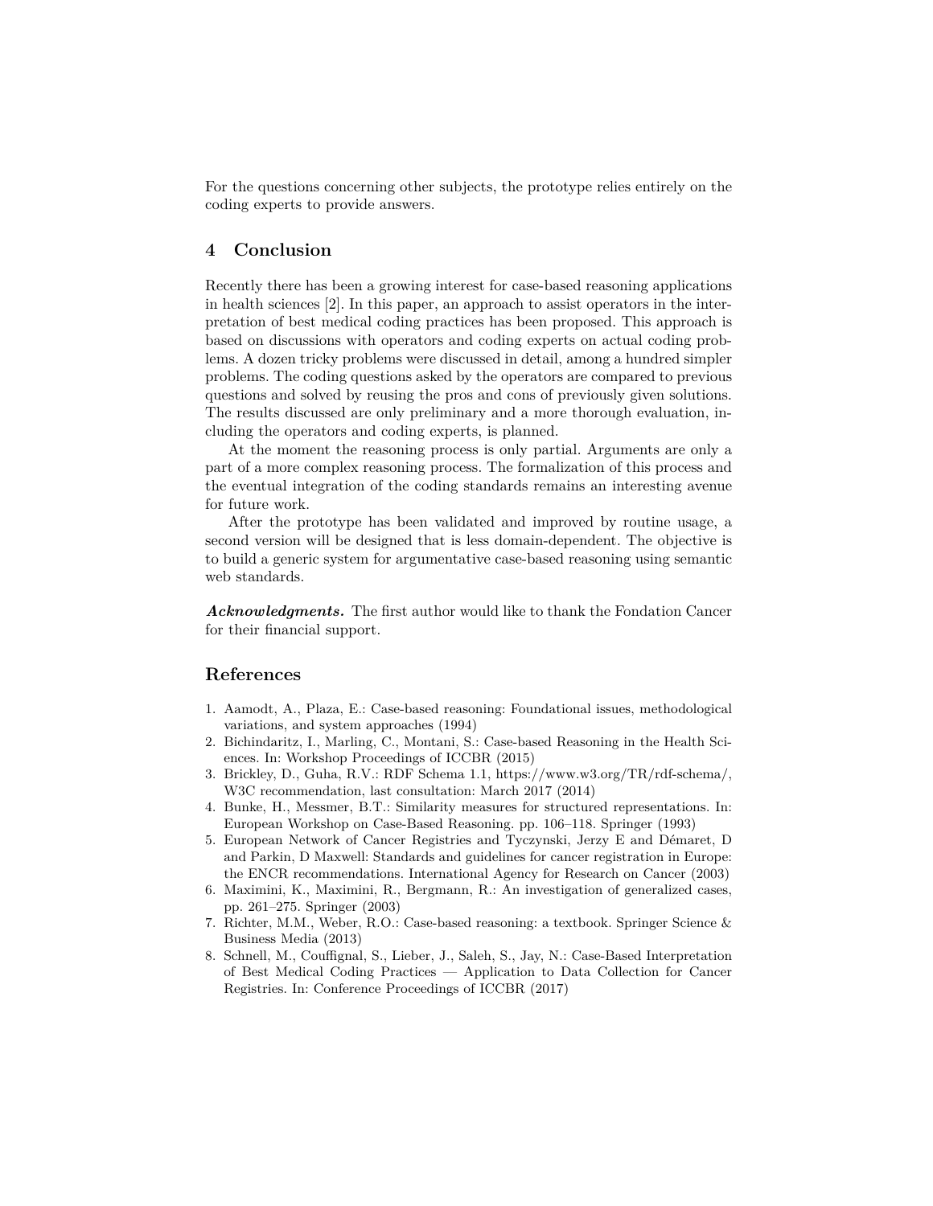For the questions concerning other subjects, the prototype relies entirely on the coding experts to provide answers.

## 4 Conclusion

Recently there has been a growing interest for case-based reasoning applications in health sciences [2]. In this paper, an approach to assist operators in the interpretation of best medical coding practices has been proposed. This approach is based on discussions with operators and coding experts on actual coding problems. A dozen tricky problems were discussed in detail, among a hundred simpler problems. The coding questions asked by the operators are compared to previous questions and solved by reusing the pros and cons of previously given solutions. The results discussed are only preliminary and a more thorough evaluation, including the operators and coding experts, is planned.

At the moment the reasoning process is only partial. Arguments are only a part of a more complex reasoning process. The formalization of this process and the eventual integration of the coding standards remains an interesting avenue for future work.

After the prototype has been validated and improved by routine usage, a second version will be designed that is less domain-dependent. The objective is to build a generic system for argumentative case-based reasoning using semantic web standards.

***Acknowledgments.*** The first author would like to thank the Fondation Cancer for their financial support.

## References

1. Aamodt, A., Plaza, E.: Case-based reasoning: Foundational issues, methodological variations, and system approaches (1994)
2. Bichindaritz, I., Marling, C., Montani, S.: Case-based Reasoning in the Health Sciences. In: Workshop Proceedings of ICCBR (2015)
3. Brickley, D., Guha, R.V.: RDF Schema 1.1, https://www.w3.org/TR/rdf-schema/, W3C recommendation, last consultation: March 2017 (2014)
4. Bunke, H., Messmer, B.T.: Similarity measures for structured representations. In: European Workshop on Case-Based Reasoning. pp. 106–118. Springer (1993)
5. European Network of Cancer Registries and Tyczynski, Jerzy E and Démaret, D and Parkin, D Maxwell: Standards and guidelines for cancer registration in Europe: the ENCR recommendations. International Agency for Research on Cancer (2003)
6. Maximini, K., Maximini, R., Bergmann, R.: An investigation of generalized cases, pp. 261–275. Springer (2003)
7. Richter, M.M., Weber, R.O.: Case-based reasoning: a textbook. Springer Science & Business Media (2013)
8. Schnell, M., Couffignal, S., Lieber, J., Saleh, S., Jay, N.: Case-Based Interpretation of Best Medical Coding Practices — Application to Data Collection for Cancer Registries. In: Conference Proceedings of ICCBR (2017)